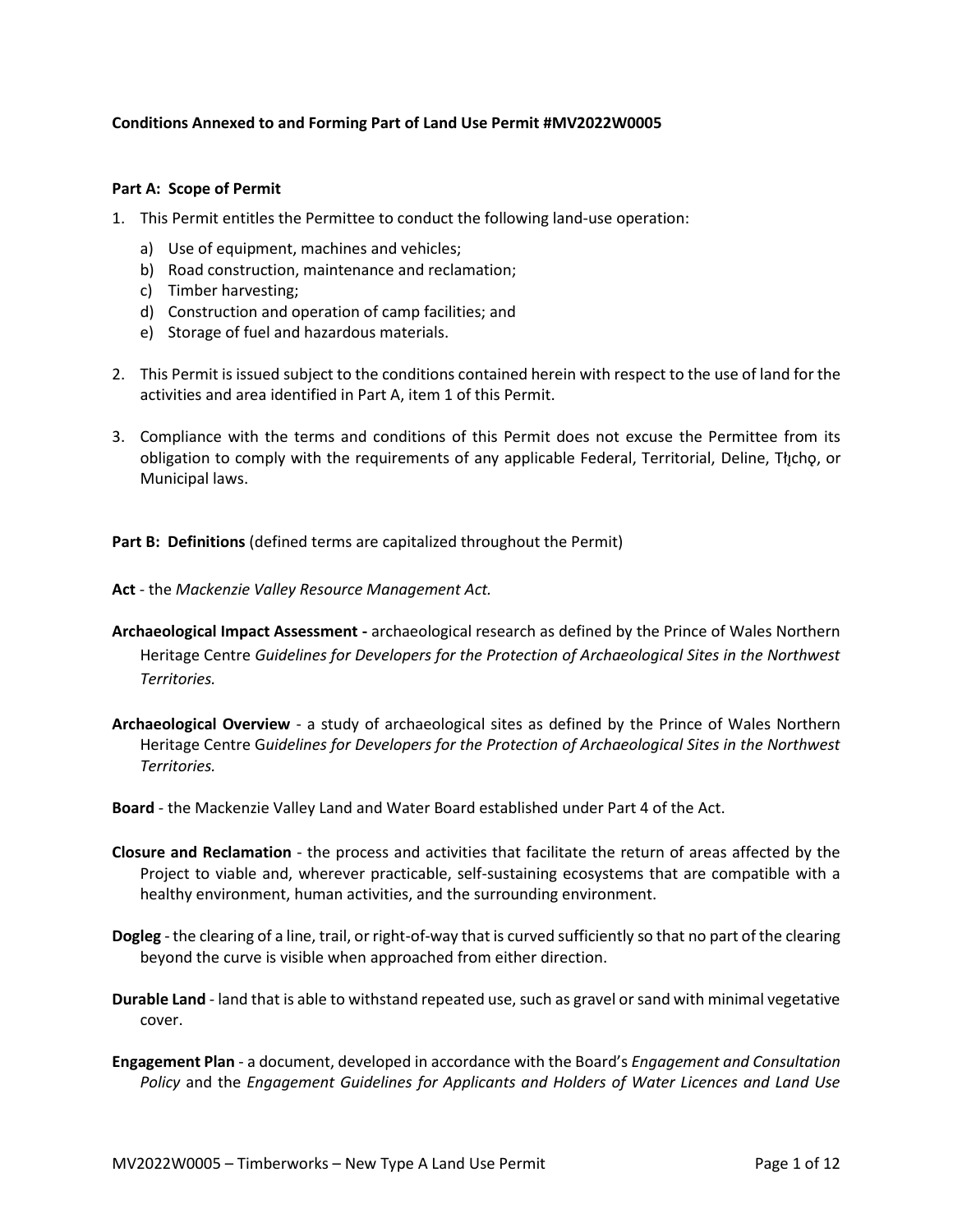**Conditions Annexed to and Forming Part of Land Use Permit #MV2022W0005**

**Part A: Scope of Permit**

1. This Permit entitles the Permittee to conduct the following land-use operation:
   a) Use of equipment, machines and vehicles;
   b) Road construction, maintenance and reclamation;
   c) Timber harvesting;
   d) Construction and operation of camp facilities; and
   e) Storage of fuel and hazardous materials.

2. This Permit is issued subject to the conditions contained herein with respect to the use of land for the activities and area identified in Part A, item 1 of this Permit.

3. Compliance with the terms and conditions of this Permit does not excuse the Permittee from its obligation to comply with the requirements of any applicable Federal, Territorial, Deline, Tłı̨chǫ, or Municipal laws.

**Part B: Definitions** (defined terms are capitalized throughout the Permit)

**Act** - the *Mackenzie Valley Resource Management Act.*

**Archaeological Impact Assessment -** archaeological research as defined by the Prince of Wales Northern Heritage Centre *Guidelines for Developers for the Protection of Archaeological Sites in the Northwest Territories.*

**Archaeological Overview** - a study of archaeological sites as defined by the Prince of Wales Northern Heritage Centre G*uidelines for Developers for the Protection of Archaeological Sites in the Northwest Territories.*

**Board** - the Mackenzie Valley Land and Water Board established under Part 4 of the Act.

**Closure and Reclamation** - the process and activities that facilitate the return of areas affected by the Project to viable and, wherever practicable, self-sustaining ecosystems that are compatible with a healthy environment, human activities, and the surrounding environment.

**Dogleg** - the clearing of a line, trail, or right-of-way that is curved sufficiently so that no part of the clearing beyond the curve is visible when approached from either direction.

**Durable Land** - land that is able to withstand repeated use, such as gravel or sand with minimal vegetative cover.

**Engagement Plan** - a document, developed in accordance with the Board's *Engagement and Consultation Policy* and the *Engagement Guidelines for Applicants and Holders of Water Licences and Land Use*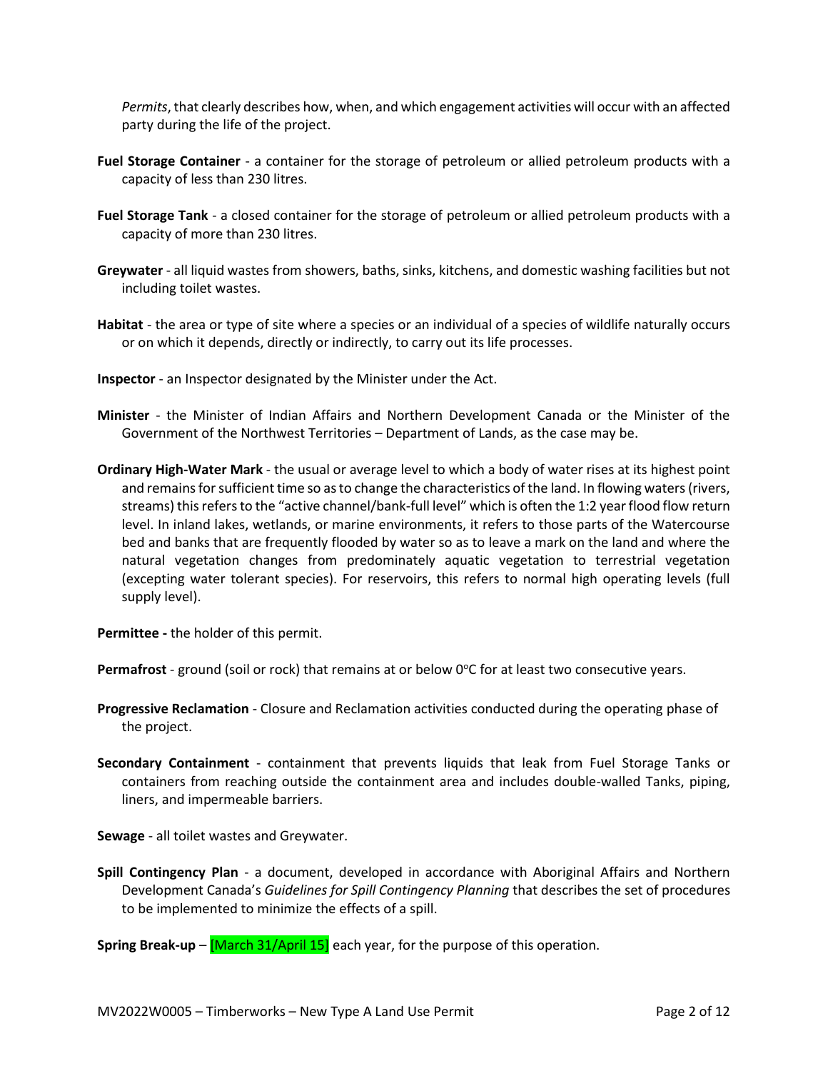*Permits*, that clearly describes how, when, and which engagement activities will occur with an affected party during the life of the project.

**Fuel Storage Container** - a container for the storage of petroleum or allied petroleum products with a capacity of less than 230 litres.

**Fuel Storage Tank** - a closed container for the storage of petroleum or allied petroleum products with a capacity of more than 230 litres.

**Greywater** - all liquid wastes from showers, baths, sinks, kitchens, and domestic washing facilities but not including toilet wastes.

**Habitat** - the area or type of site where a species or an individual of a species of wildlife naturally occurs or on which it depends, directly or indirectly, to carry out its life processes.

**Inspector** - an Inspector designated by the Minister under the Act.

**Minister** - the Minister of Indian Affairs and Northern Development Canada or the Minister of the Government of the Northwest Territories – Department of Lands, as the case may be.

**Ordinary High-Water Mark** - the usual or average level to which a body of water rises at its highest point and remains for sufficient time so as to change the characteristics of the land. In flowing waters (rivers, streams) this refers to the "active channel/bank-full level" which is often the 1:2 year flood flow return level. In inland lakes, wetlands, or marine environments, it refers to those parts of the Watercourse bed and banks that are frequently flooded by water so as to leave a mark on the land and where the natural vegetation changes from predominately aquatic vegetation to terrestrial vegetation (excepting water tolerant species). For reservoirs, this refers to normal high operating levels (full supply level).

**Permittee -** the holder of this permit.

**Permafrost** - ground (soil or rock) that remains at or below 0°C for at least two consecutive years.

**Progressive Reclamation** - Closure and Reclamation activities conducted during the operating phase of the project.

**Secondary Containment** - containment that prevents liquids that leak from Fuel Storage Tanks or containers from reaching outside the containment area and includes double-walled Tanks, piping, liners, and impermeable barriers.

**Sewage** - all toilet wastes and Greywater.

**Spill Contingency Plan** - a document, developed in accordance with Aboriginal Affairs and Northern Development Canada's *Guidelines for Spill Contingency Planning* that describes the set of procedures to be implemented to minimize the effects of a spill.

**Spring Break-up** – [March 31/April 15] each year, for the purpose of this operation.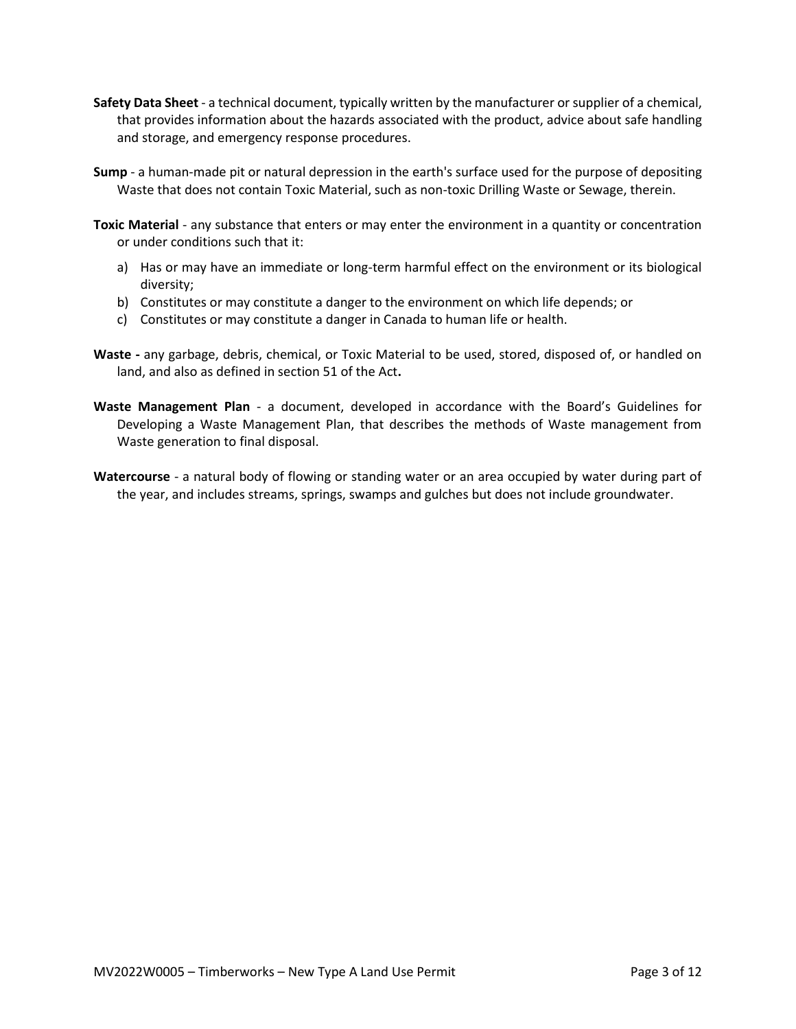**Safety Data Sheet** - a technical document, typically written by the manufacturer or supplier of a chemical, that provides information about the hazards associated with the product, advice about safe handling and storage, and emergency response procedures.

**Sump** - a human-made pit or natural depression in the earth's surface used for the purpose of depositing Waste that does not contain Toxic Material, such as non-toxic Drilling Waste or Sewage, therein.

**Toxic Material** - any substance that enters or may enter the environment in a quantity or concentration or under conditions such that it:

a) Has or may have an immediate or long-term harmful effect on the environment or its biological diversity;
b) Constitutes or may constitute a danger to the environment on which life depends; or
c) Constitutes or may constitute a danger in Canada to human life or health.

**Waste -** any garbage, debris, chemical, or Toxic Material to be used, stored, disposed of, or handled on land, and also as defined in section 51 of the Act**.**

**Waste Management Plan** - a document, developed in accordance with the Board's Guidelines for Developing a Waste Management Plan, that describes the methods of Waste management from Waste generation to final disposal.

**Watercourse** - a natural body of flowing or standing water or an area occupied by water during part of the year, and includes streams, springs, swamps and gulches but does not include groundwater.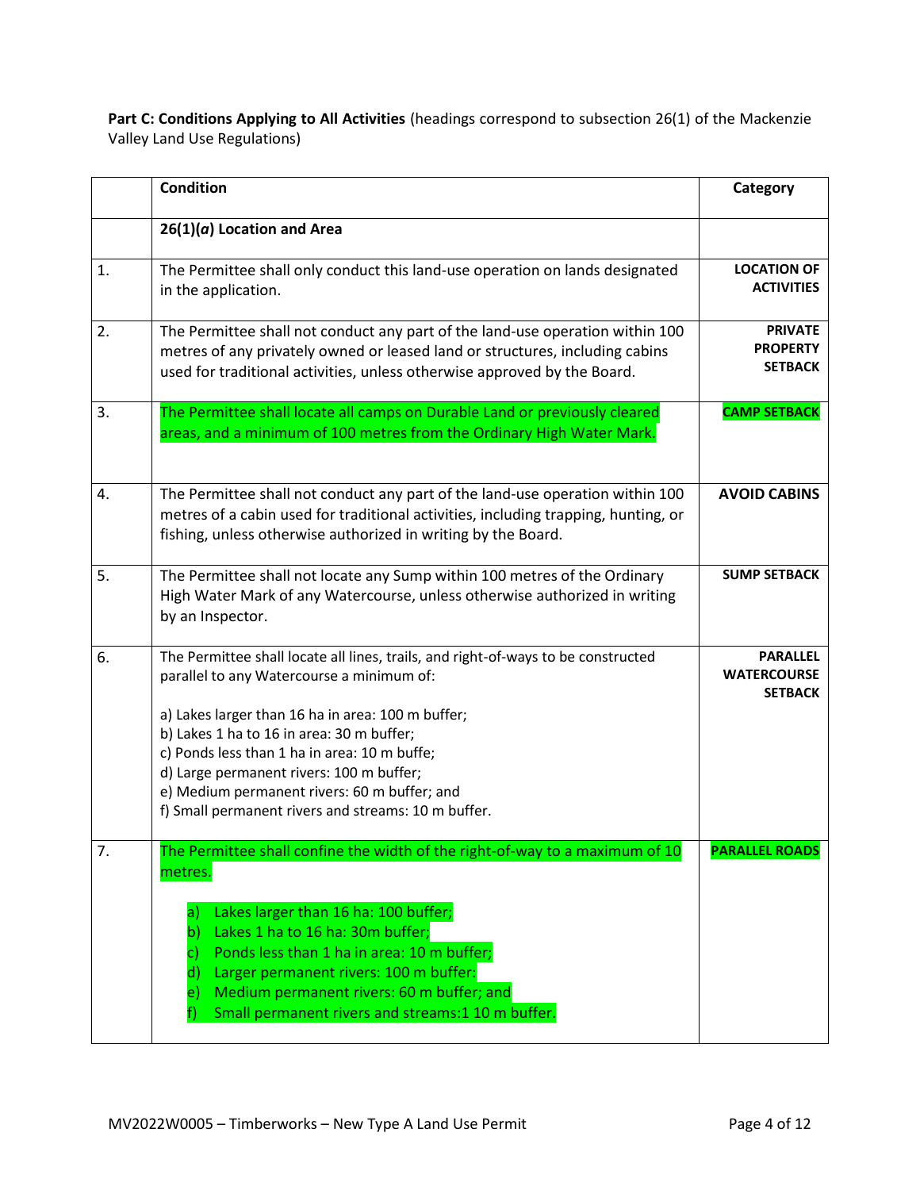**Part C: Conditions Applying to All Activities** (headings correspond to subsection 26(1) of the Mackenzie Valley Land Use Regulations)

| | Condition | Category |
|---|---|---|
| | **26(1)(*a*) Location and Area** | |
| 1. | The Permittee shall only conduct this land-use operation on lands designated in the application. | **LOCATION OF ACTIVITIES** |
| 2. | The Permittee shall not conduct any part of the land-use operation within 100 metres of any privately owned or leased land or structures, including cabins used for traditional activities, unless otherwise approved by the Board. | **PRIVATE PROPERTY SETBACK** |
| 3. | The Permittee shall locate all camps on Durable Land or previously cleared areas, and a minimum of 100 metres from the Ordinary High Water Mark. | **CAMP SETBACK** |
| 4. | The Permittee shall not conduct any part of the land-use operation within 100 metres of a cabin used for traditional activities, including trapping, hunting, or fishing, unless otherwise authorized in writing by the Board. | **AVOID CABINS** |
| 5. | The Permittee shall not locate any Sump within 100 metres of the Ordinary High Water Mark of any Watercourse, unless otherwise authorized in writing by an Inspector. | **SUMP SETBACK** |
| 6. | The Permittee shall locate all lines, trails, and right-of-ways to be constructed parallel to any Watercourse a minimum of:<br><br>a) Lakes larger than 16 ha in area: 100 m buffer;<br>b) Lakes 1 ha to 16 in area: 30 m buffer;<br>c) Ponds less than 1 ha in area: 10 m buffe;<br>d) Large permanent rivers: 100 m buffer;<br>e) Medium permanent rivers: 60 m buffer; and<br>f) Small permanent rivers and streams: 10 m buffer. | **PARALLEL WATERCOURSE SETBACK** |
| 7. | The Permittee shall confine the width of the right-of-way to a maximum of 10 metres.<br><br>a) Lakes larger than 16 ha: 100 buffer;<br>b) Lakes 1 ha to 16 ha: 30m buffer;<br>c) Ponds less than 1 ha in area: 10 m buffer;<br>d) Larger permanent rivers: 100 m buffer:<br>e) Medium permanent rivers: 60 m buffer; and<br>f) Small permanent rivers and streams:1 10 m buffer. | **PARALLEL ROADS** |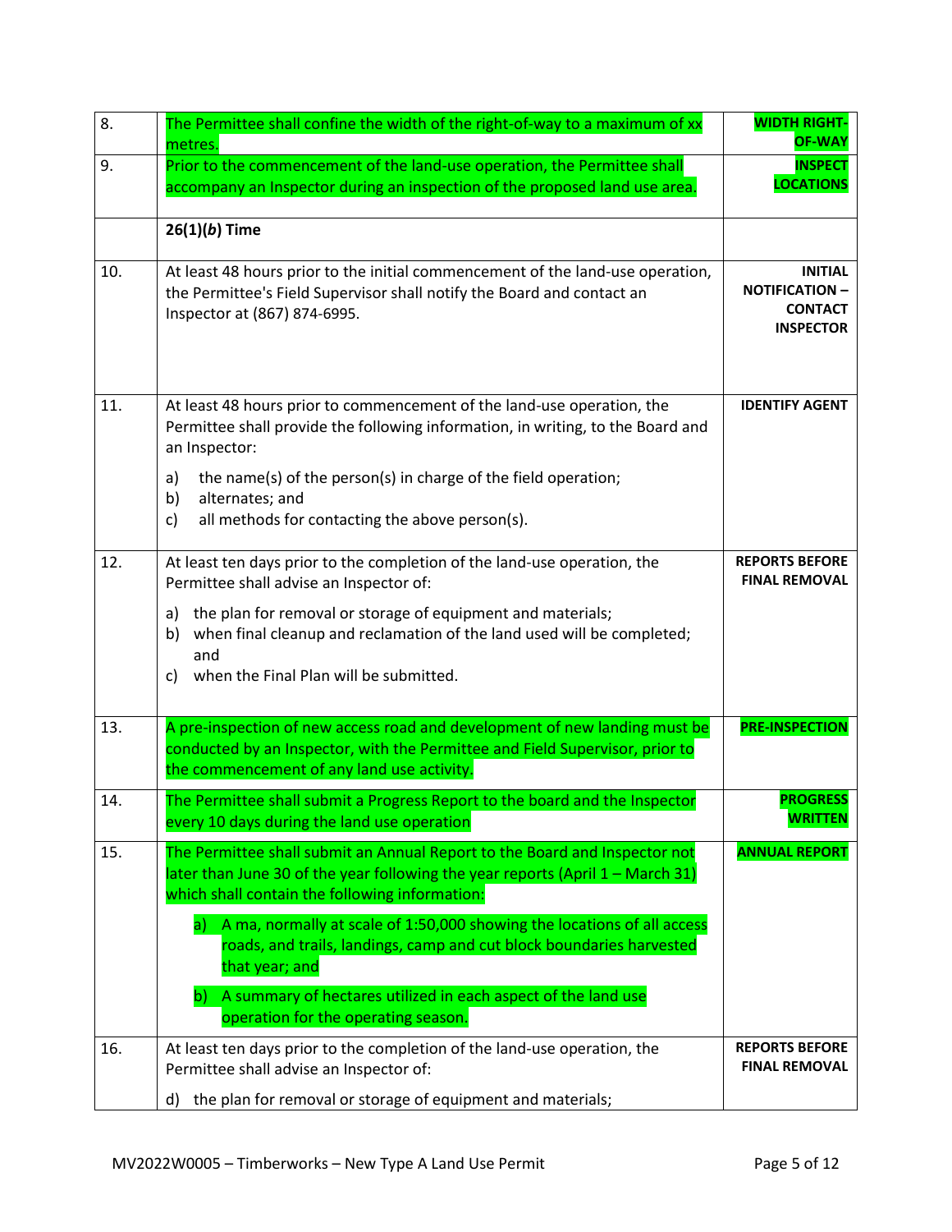| | | |
|---|---|---|
| 8. | The Permittee shall confine the width of the right-of-way to a maximum of xx metres. | **WIDTH RIGHT-OF-WAY** |
| 9. | Prior to the commencement of the land-use operation, the Permittee shall accompany an Inspector during an inspection of the proposed land use area. | **INSPECT LOCATIONS** |
| | **26(1)(*b*) Time** | |
| 10. | At least 48 hours prior to the initial commencement of the land-use operation, the Permittee's Field Supervisor shall notify the Board and contact an Inspector at (867) 874-6995. | **INITIAL NOTIFICATION – CONTACT INSPECTOR** |
| 11. | At least 48 hours prior to commencement of the land-use operation, the Permittee shall provide the following information, in writing, to the Board and an Inspector:<br><br>a) the name(s) of the person(s) in charge of the field operation;<br>b) alternates; and<br>c) all methods for contacting the above person(s). | **IDENTIFY AGENT** |
| 12. | At least ten days prior to the completion of the land-use operation, the Permittee shall advise an Inspector of:<br><br>a) the plan for removal or storage of equipment and materials;<br>b) when final cleanup and reclamation of the land used will be completed; and<br>c) when the Final Plan will be submitted. | **REPORTS BEFORE FINAL REMOVAL** |
| 13. | A pre-inspection of new access road and development of new landing must be conducted by an Inspector, with the Permittee and Field Supervisor, prior to the commencement of any land use activity. | **PRE-INSPECTION** |
| 14. | The Permittee shall submit a Progress Report to the board and the Inspector every 10 days during the land use operation | **PROGRESS WRITTEN** |
| 15. | The Permittee shall submit an Annual Report to the Board and Inspector not later than June 30 of the year following the year reports (April 1 – March 31) which shall contain the following information:<br><br>a) A ma, normally at scale of 1:50,000 showing the locations of all access roads, and trails, landings, camp and cut block boundaries harvested that year; and<br><br>b) A summary of hectares utilized in each aspect of the land use operation for the operating season. | **ANNUAL REPORT** |
| 16. | At least ten days prior to the completion of the land-use operation, the Permittee shall advise an Inspector of:<br><br>d) the plan for removal or storage of equipment and materials; | **REPORTS BEFORE FINAL REMOVAL** |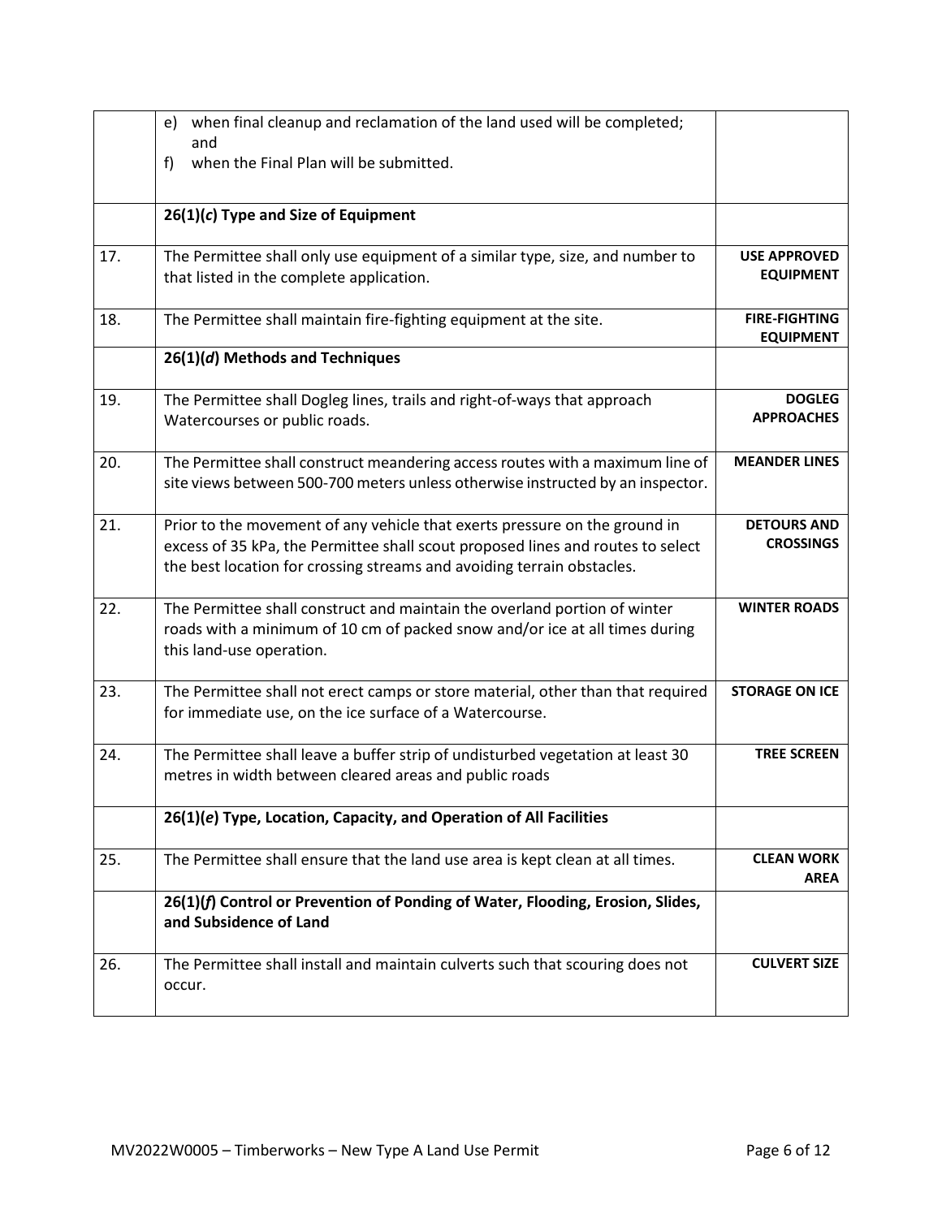| | | |
|---|---|---|
| | e) when final cleanup and reclamation of the land used will be completed; and<br>f) when the Final Plan will be submitted. | |
| | **26(1)(*c*) Type and Size of Equipment** | |
| 17. | The Permittee shall only use equipment of a similar type, size, and number to that listed in the complete application. | **USE APPROVED EQUIPMENT** |
| 18. | The Permittee shall maintain fire-fighting equipment at the site. | **FIRE-FIGHTING EQUIPMENT** |
| | **26(1)(*d*) Methods and Techniques** | |
| 19. | The Permittee shall Dogleg lines, trails and right-of-ways that approach Watercourses or public roads. | **DOGLEG APPROACHES** |
| 20. | The Permittee shall construct meandering access routes with a maximum line of site views between 500-700 meters unless otherwise instructed by an inspector. | **MEANDER LINES** |
| 21. | Prior to the movement of any vehicle that exerts pressure on the ground in excess of 35 kPa, the Permittee shall scout proposed lines and routes to select the best location for crossing streams and avoiding terrain obstacles. | **DETOURS AND CROSSINGS** |
| 22. | The Permittee shall construct and maintain the overland portion of winter roads with a minimum of 10 cm of packed snow and/or ice at all times during this land-use operation. | **WINTER ROADS** |
| 23. | The Permittee shall not erect camps or store material, other than that required for immediate use, on the ice surface of a Watercourse. | **STORAGE ON ICE** |
| 24. | The Permittee shall leave a buffer strip of undisturbed vegetation at least 30 metres in width between cleared areas and public roads | **TREE SCREEN** |
| | **26(1)(*e*) Type, Location, Capacity, and Operation of All Facilities** | |
| 25. | The Permittee shall ensure that the land use area is kept clean at all times. | **CLEAN WORK AREA** |
| | **26(1)(*f*) Control or Prevention of Ponding of Water, Flooding, Erosion, Slides, and Subsidence of Land** | |
| 26. | The Permittee shall install and maintain culverts such that scouring does not occur. | **CULVERT SIZE** |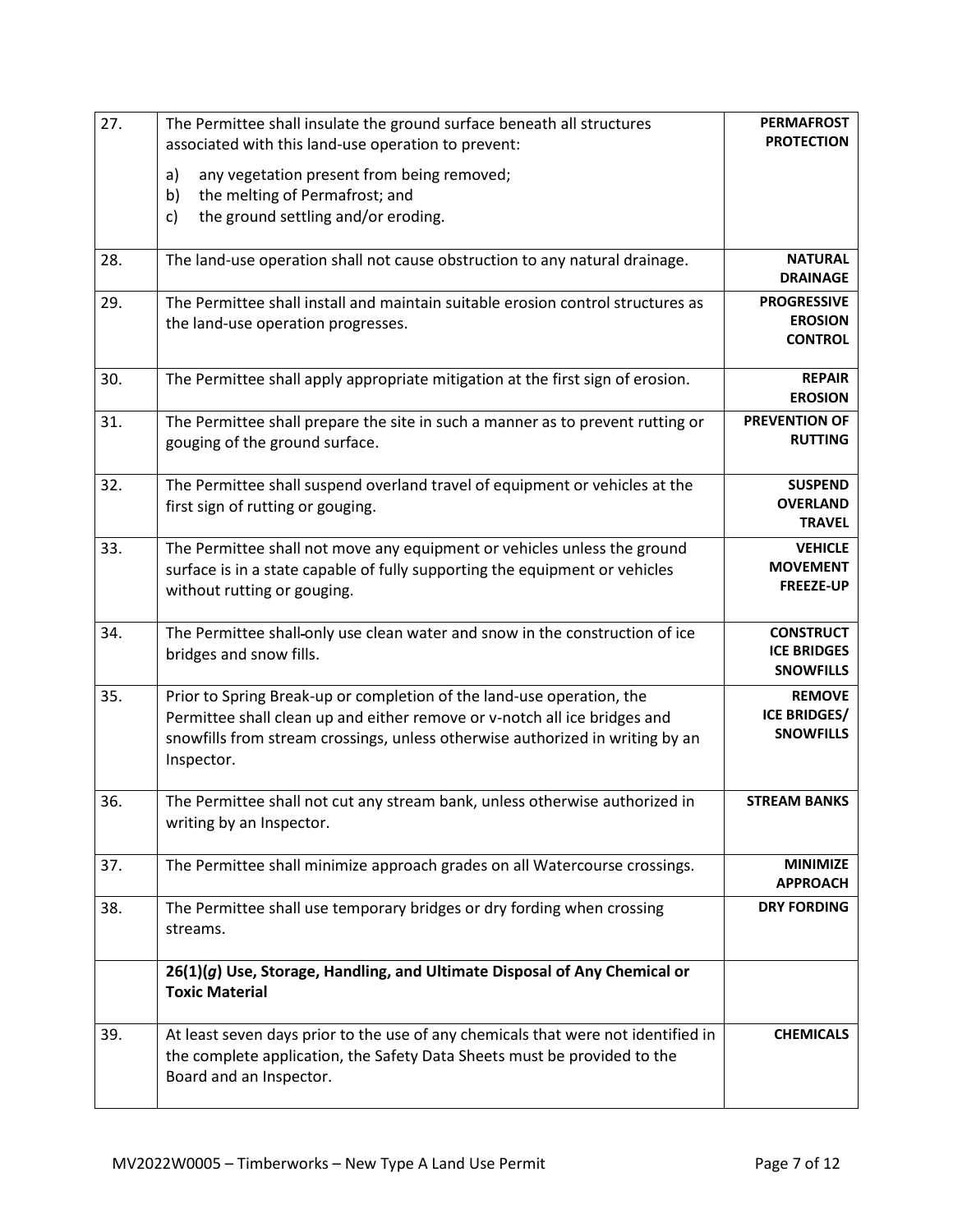| | | |
|---|---|---|
| 27. | The Permittee shall insulate the ground surface beneath all structures associated with this land-use operation to prevent:<br>a) any vegetation present from being removed;<br>b) the melting of Permafrost; and<br>c) the ground settling and/or eroding. | **PERMAFROST PROTECTION** |
| 28. | The land-use operation shall not cause obstruction to any natural drainage. | **NATURAL DRAINAGE** |
| 29. | The Permittee shall install and maintain suitable erosion control structures as the land-use operation progresses. | **PROGRESSIVE EROSION CONTROL** |
| 30. | The Permittee shall apply appropriate mitigation at the first sign of erosion. | **REPAIR EROSION** |
| 31. | The Permittee shall prepare the site in such a manner as to prevent rutting or gouging of the ground surface. | **PREVENTION OF RUTTING** |
| 32. | The Permittee shall suspend overland travel of equipment or vehicles at the first sign of rutting or gouging. | **SUSPEND OVERLAND TRAVEL** |
| 33. | The Permittee shall not move any equipment or vehicles unless the ground surface is in a state capable of fully supporting the equipment or vehicles without rutting or gouging. | **VEHICLE MOVEMENT FREEZE-UP** |
| 34. | The Permittee shall only use clean water and snow in the construction of ice bridges and snow fills. | **CONSTRUCT ICE BRIDGES SNOWFILLS** |
| 35. | Prior to Spring Break-up or completion of the land-use operation, the Permittee shall clean up and either remove or v-notch all ice bridges and snowfills from stream crossings, unless otherwise authorized in writing by an Inspector. | **REMOVE ICE BRIDGES/ SNOWFILLS** |
| 36. | The Permittee shall not cut any stream bank, unless otherwise authorized in writing by an Inspector. | **STREAM BANKS** |
| 37. | The Permittee shall minimize approach grades on all Watercourse crossings. | **MINIMIZE APPROACH** |
| 38. | The Permittee shall use temporary bridges or dry fording when crossing streams. | **DRY FORDING** |
| | **26(1)(*g*) Use, Storage, Handling, and Ultimate Disposal of Any Chemical or Toxic Material** | |
| 39. | At least seven days prior to the use of any chemicals that were not identified in the complete application, the Safety Data Sheets must be provided to the Board and an Inspector. | **CHEMICALS** |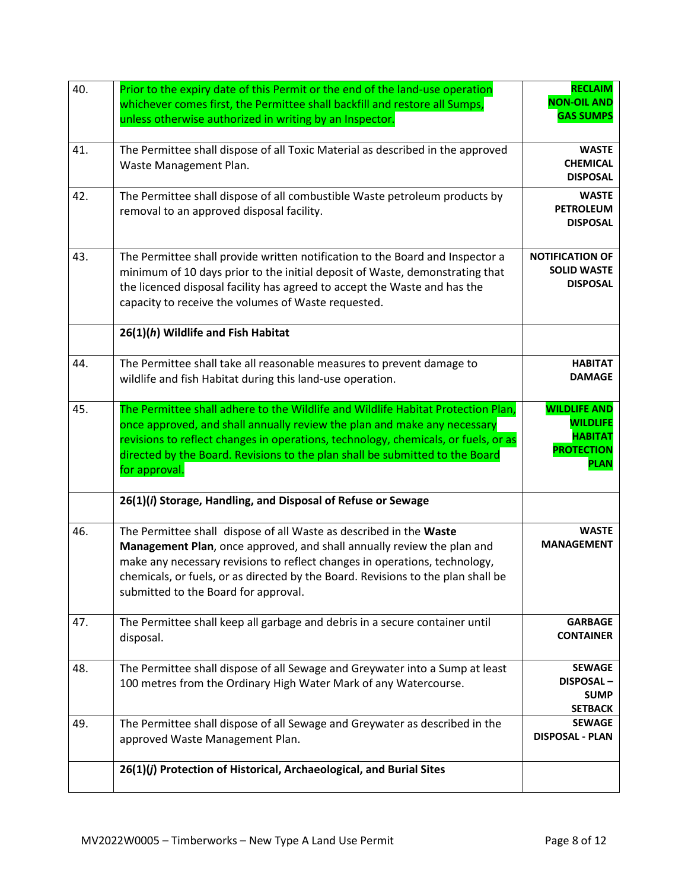| | | |
|---|---|---|
| 40. | Prior to the expiry date of this Permit or the end of the land-use operation whichever comes first, the Permittee shall backfill and restore all Sumps, unless otherwise authorized in writing by an Inspector. | **RECLAIM NON-OIL AND GAS SUMPS** |
| 41. | The Permittee shall dispose of all Toxic Material as described in the approved Waste Management Plan. | **WASTE CHEMICAL DISPOSAL** |
| 42. | The Permittee shall dispose of all combustible Waste petroleum products by removal to an approved disposal facility. | **WASTE PETROLEUM DISPOSAL** |
| 43. | The Permittee shall provide written notification to the Board and Inspector a minimum of 10 days prior to the initial deposit of Waste, demonstrating that the licenced disposal facility has agreed to accept the Waste and has the capacity to receive the volumes of Waste requested. | **NOTIFICATION OF SOLID WASTE DISPOSAL** |
| | **26(1)(*h*) Wildlife and Fish Habitat** | |
| 44. | The Permittee shall take all reasonable measures to prevent damage to wildlife and fish Habitat during this land-use operation. | **HABITAT DAMAGE** |
| 45. | The Permittee shall adhere to the Wildlife and Wildlife Habitat Protection Plan, once approved, and shall annually review the plan and make any necessary revisions to reflect changes in operations, technology, chemicals, or fuels, or as directed by the Board. Revisions to the plan shall be submitted to the Board for approval. | **WILDLIFE AND WILDLIFE HABITAT PROTECTION PLAN** |
| | **26(1)(*i*) Storage, Handling, and Disposal of Refuse or Sewage** | |
| 46. | The Permittee shall dispose of all Waste as described in the **Waste Management Plan**, once approved, and shall annually review the plan and make any necessary revisions to reflect changes in operations, technology, chemicals, or fuels, or as directed by the Board. Revisions to the plan shall be submitted to the Board for approval. | **WASTE MANAGEMENT** |
| 47. | The Permittee shall keep all garbage and debris in a secure container until disposal. | **GARBAGE CONTAINER** |
| 48. | The Permittee shall dispose of all Sewage and Greywater into a Sump at least 100 metres from the Ordinary High Water Mark of any Watercourse. | **SEWAGE DISPOSAL – SUMP SETBACK** |
| 49. | The Permittee shall dispose of all Sewage and Greywater as described in the approved Waste Management Plan. | **SEWAGE DISPOSAL - PLAN** |
| | **26(1)(*j*) Protection of Historical, Archaeological, and Burial Sites** | |

MV2022W0005 – Timberworks – New Type A Land Use Permit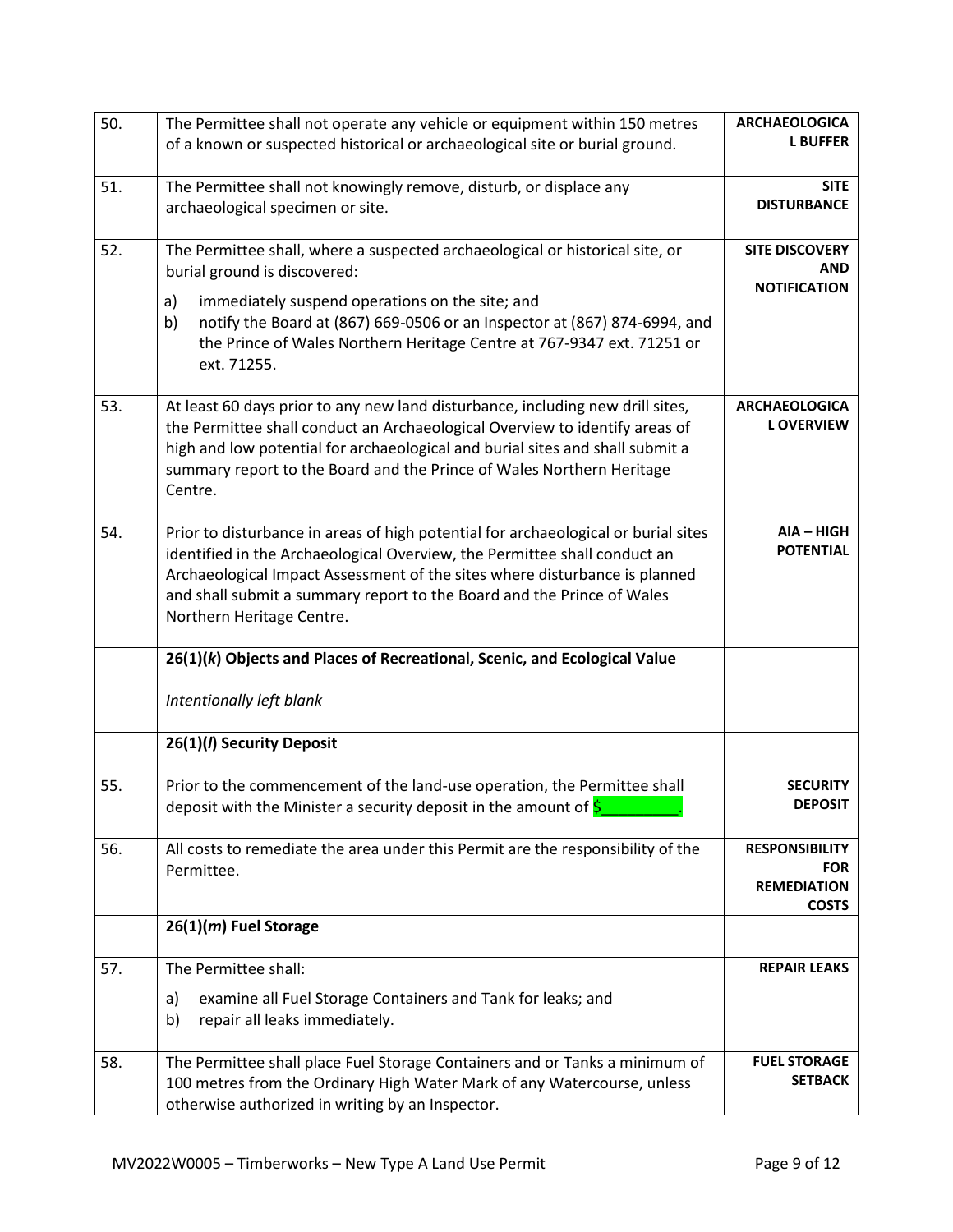| | | |
|---|---|---|
| 50. | The Permittee shall not operate any vehicle or equipment within 150 metres of a known or suspected historical or archaeological site or burial ground. | **ARCHAEOLOGICAL BUFFER** |
| 51. | The Permittee shall not knowingly remove, disturb, or displace any archaeological specimen or site. | **SITE DISTURBANCE** |
| 52. | The Permittee shall, where a suspected archaeological or historical site, or burial ground is discovered:<br>a) immediately suspend operations on the site; and<br>b) notify the Board at (867) 669-0506 or an Inspector at (867) 874-6994, and the Prince of Wales Northern Heritage Centre at 767-9347 ext. 71251 or ext. 71255. | **SITE DISCOVERY AND NOTIFICATION** |
| 53. | At least 60 days prior to any new land disturbance, including new drill sites, the Permittee shall conduct an Archaeological Overview to identify areas of high and low potential for archaeological and burial sites and shall submit a summary report to the Board and the Prince of Wales Northern Heritage Centre. | **ARCHAEOLOGICAL OVERVIEW** |
| 54. | Prior to disturbance in areas of high potential for archaeological or burial sites identified in the Archaeological Overview, the Permittee shall conduct an Archaeological Impact Assessment of the sites where disturbance is planned and shall submit a summary report to the Board and the Prince of Wales Northern Heritage Centre. | **AIA – HIGH POTENTIAL** |
| | **26(1)(*k*) Objects and Places of Recreational, Scenic, and Ecological Value**<br><br>*Intentionally left blank* | |
| | **26(1)(*l*) Security Deposit** | |
| 55. | Prior to the commencement of the land-use operation, the Permittee shall deposit with the Minister a security deposit in the amount of $_________. | **SECURITY DEPOSIT** |
| 56. | All costs to remediate the area under this Permit are the responsibility of the Permittee. | **RESPONSIBILITY FOR REMEDIATION COSTS** |
| | **26(1)(*m*) Fuel Storage** | |
| 57. | The Permittee shall:<br>a) examine all Fuel Storage Containers and Tank for leaks; and<br>b) repair all leaks immediately. | **REPAIR LEAKS** |
| 58. | The Permittee shall place Fuel Storage Containers and or Tanks a minimum of 100 metres from the Ordinary High Water Mark of any Watercourse, unless otherwise authorized in writing by an Inspector. | **FUEL STORAGE SETBACK** |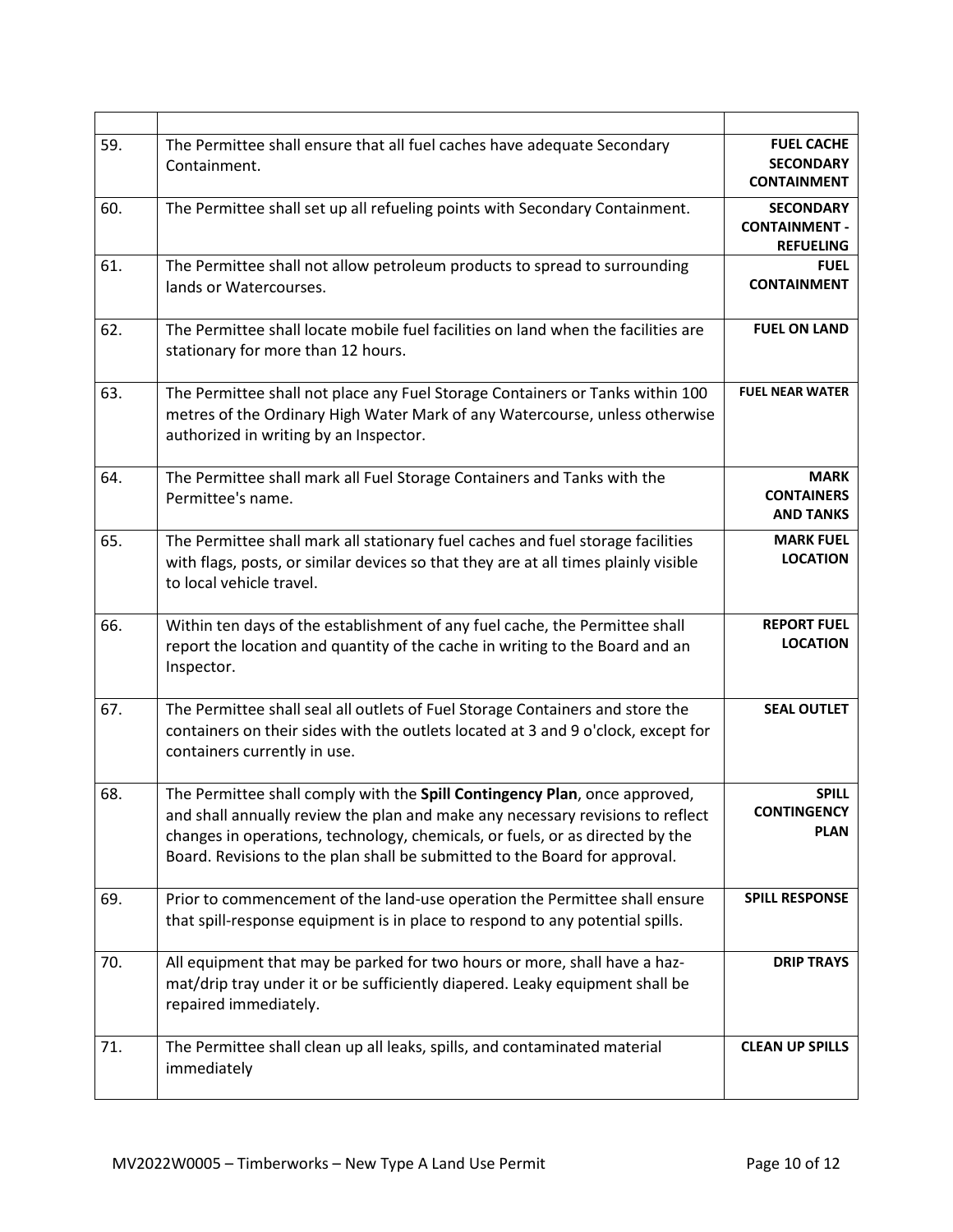| | | |
|---|---|---|
| 59. | The Permittee shall ensure that all fuel caches have adequate Secondary Containment. | **FUEL CACHE SECONDARY CONTAINMENT** |
| 60. | The Permittee shall set up all refueling points with Secondary Containment. | **SECONDARY CONTAINMENT - REFUELING** |
| 61. | The Permittee shall not allow petroleum products to spread to surrounding lands or Watercourses. | **FUEL CONTAINMENT** |
| 62. | The Permittee shall locate mobile fuel facilities on land when the facilities are stationary for more than 12 hours. | **FUEL ON LAND** |
| 63. | The Permittee shall not place any Fuel Storage Containers or Tanks within 100 metres of the Ordinary High Water Mark of any Watercourse, unless otherwise authorized in writing by an Inspector. | **FUEL NEAR WATER** |
| 64. | The Permittee shall mark all Fuel Storage Containers and Tanks with the Permittee's name. | **MARK CONTAINERS AND TANKS** |
| 65. | The Permittee shall mark all stationary fuel caches and fuel storage facilities with flags, posts, or similar devices so that they are at all times plainly visible to local vehicle travel. | **MARK FUEL LOCATION** |
| 66. | Within ten days of the establishment of any fuel cache, the Permittee shall report the location and quantity of the cache in writing to the Board and an Inspector. | **REPORT FUEL LOCATION** |
| 67. | The Permittee shall seal all outlets of Fuel Storage Containers and store the containers on their sides with the outlets located at 3 and 9 o'clock, except for containers currently in use. | **SEAL OUTLET** |
| 68. | The Permittee shall comply with the **Spill Contingency Plan**, once approved, and shall annually review the plan and make any necessary revisions to reflect changes in operations, technology, chemicals, or fuels, or as directed by the Board. Revisions to the plan shall be submitted to the Board for approval. | **SPILL CONTINGENCY PLAN** |
| 69. | Prior to commencement of the land-use operation the Permittee shall ensure that spill-response equipment is in place to respond to any potential spills. | **SPILL RESPONSE** |
| 70. | All equipment that may be parked for two hours or more, shall have a haz-mat/drip tray under it or be sufficiently diapered. Leaky equipment shall be repaired immediately. | **DRIP TRAYS** |
| 71. | The Permittee shall clean up all leaks, spills, and contaminated material immediately | **CLEAN UP SPILLS** |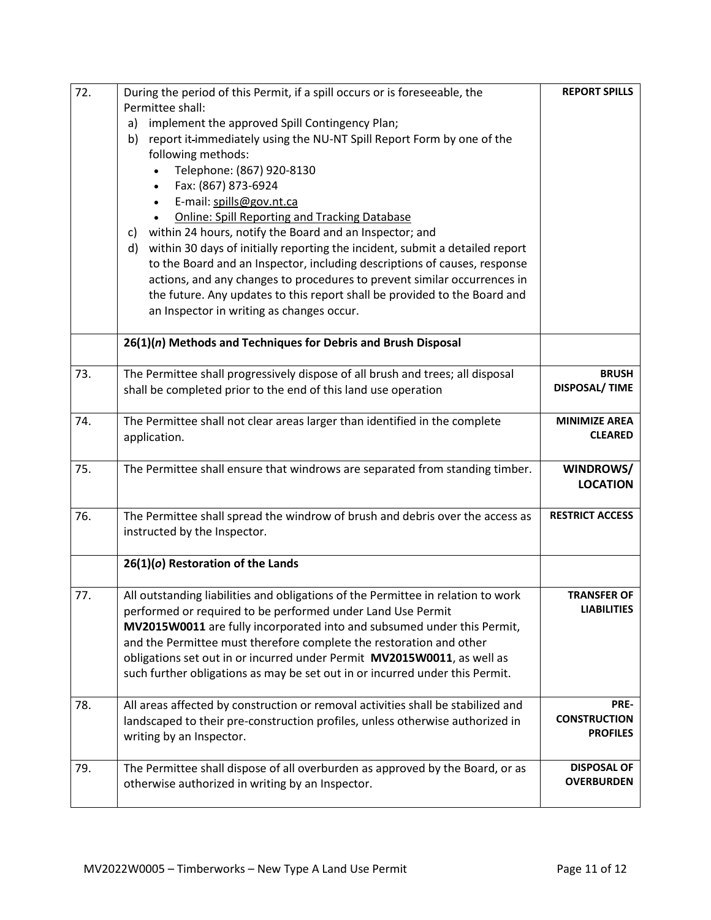| | | |
|---|---|---|
| 72. | During the period of this Permit, if a spill occurs or is foreseeable, the Permittee shall:<br>a) implement the approved Spill Contingency Plan;<br>b) report it immediately using the NU-NT Spill Report Form by one of the following methods:<br>• Telephone: (867) 920-8130<br>• Fax: (867) 873-6924<br>• E-mail: spills@gov.nt.ca<br>• Online: Spill Reporting and Tracking Database<br>c) within 24 hours, notify the Board and an Inspector; and<br>d) within 30 days of initially reporting the incident, submit a detailed report to the Board and an Inspector, including descriptions of causes, response actions, and any changes to procedures to prevent similar occurrences in the future. Any updates to this report shall be provided to the Board and an Inspector in writing as changes occur. | **REPORT SPILLS** |
| | **26(1)(*n*) Methods and Techniques for Debris and Brush Disposal** | |
| 73. | The Permittee shall progressively dispose of all brush and trees; all disposal shall be completed prior to the end of this land use operation | **BRUSH DISPOSAL/ TIME** |
| 74. | The Permittee shall not clear areas larger than identified in the complete application. | **MINIMIZE AREA CLEARED** |
| 75. | The Permittee shall ensure that windrows are separated from standing timber. | **WINDROWS/ LOCATION** |
| 76. | The Permittee shall spread the windrow of brush and debris over the access as instructed by the Inspector. | **RESTRICT ACCESS** |
| | **26(1)(*o*) Restoration of the Lands** | |
| 77. | All outstanding liabilities and obligations of the Permittee in relation to work performed or required to be performed under Land Use Permit **MV2015W0011** are fully incorporated into and subsumed under this Permit, and the Permittee must therefore complete the restoration and other obligations set out in or incurred under Permit **MV2015W0011**, as well as such further obligations as may be set out in or incurred under this Permit. | **TRANSFER OF LIABILITIES** |
| 78. | All areas affected by construction or removal activities shall be stabilized and landscaped to their pre-construction profiles, unless otherwise authorized in writing by an Inspector. | **PRE-CONSTRUCTION PROFILES** |
| 79. | The Permittee shall dispose of all overburden as approved by the Board, or as otherwise authorized in writing by an Inspector. | **DISPOSAL OF OVERBURDEN** |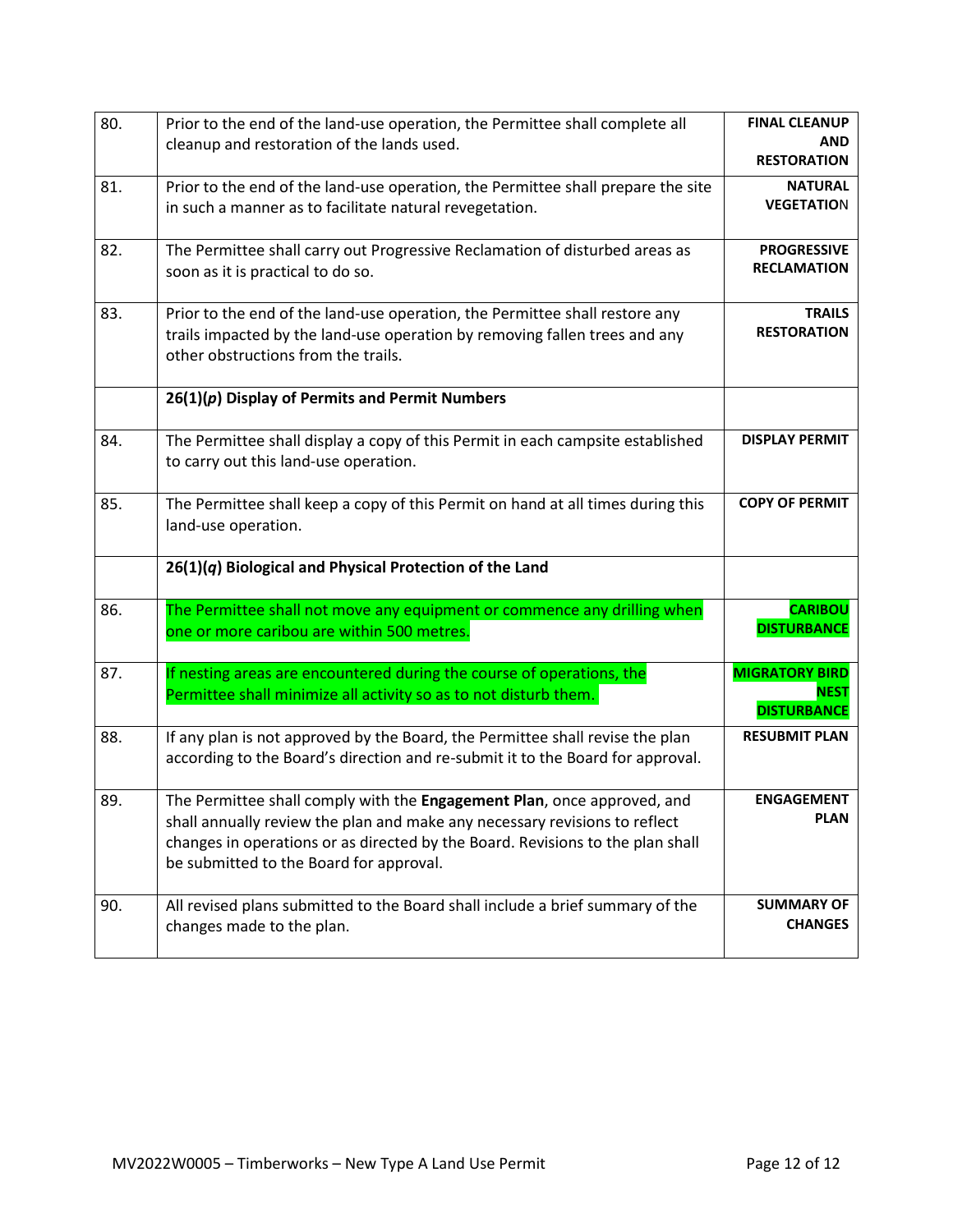| | | |
|---|---|---|
| 80. | Prior to the end of the land-use operation, the Permittee shall complete all cleanup and restoration of the lands used. | **FINAL CLEANUP AND RESTORATION** |
| 81. | Prior to the end of the land-use operation, the Permittee shall prepare the site in such a manner as to facilitate natural revegetation. | **NATURAL VEGETATION** |
| 82. | The Permittee shall carry out Progressive Reclamation of disturbed areas as soon as it is practical to do so. | **PROGRESSIVE RECLAMATION** |
| 83. | Prior to the end of the land-use operation, the Permittee shall restore any trails impacted by the land-use operation by removing fallen trees and any other obstructions from the trails. | **TRAILS RESTORATION** |
| | **26(1)(*p*) Display of Permits and Permit Numbers** | |
| 84. | The Permittee shall display a copy of this Permit in each campsite established to carry out this land-use operation. | **DISPLAY PERMIT** |
| 85. | The Permittee shall keep a copy of this Permit on hand at all times during this land-use operation. | **COPY OF PERMIT** |
| | **26(1)(*q*) Biological and Physical Protection of the Land** | |
| 86. | The Permittee shall not move any equipment or commence any drilling when one or more caribou are within 500 metres. | **CARIBOU DISTURBANCE** |
| 87. | If nesting areas are encountered during the course of operations, the Permittee shall minimize all activity so as to not disturb them. | **MIGRATORY BIRD NEST DISTURBANCE** |
| 88. | If any plan is not approved by the Board, the Permittee shall revise the plan according to the Board's direction and re-submit it to the Board for approval. | **RESUBMIT PLAN** |
| 89. | The Permittee shall comply with the **Engagement Plan**, once approved, and shall annually review the plan and make any necessary revisions to reflect changes in operations or as directed by the Board. Revisions to the plan shall be submitted to the Board for approval. | **ENGAGEMENT PLAN** |
| 90. | All revised plans submitted to the Board shall include a brief summary of the changes made to the plan. | **SUMMARY OF CHANGES** |